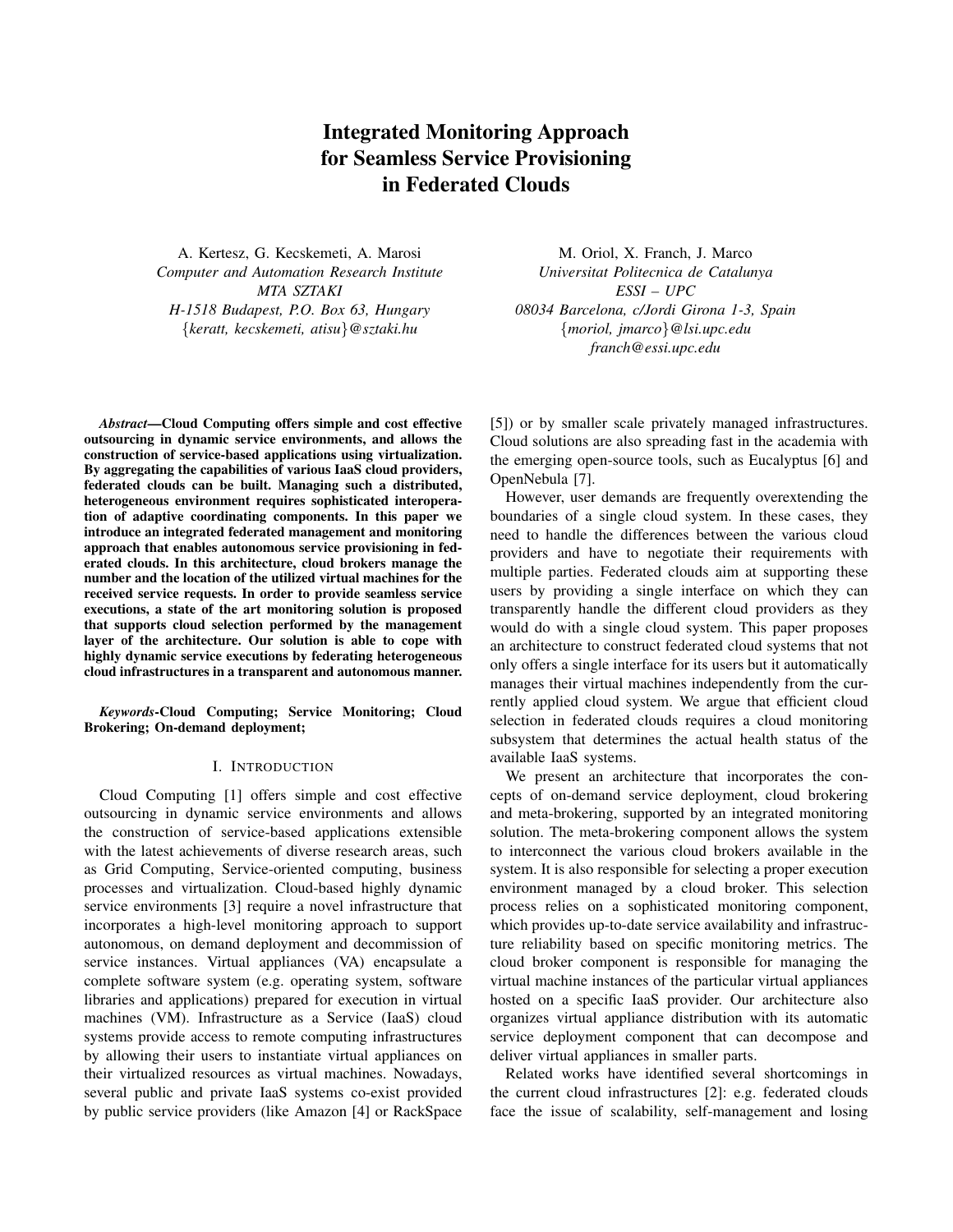# Integrated Monitoring Approach for Seamless Service Provisioning in Federated Clouds

A. Kertesz, G. Kecskemeti, A. Marosi
*Computer and Automation Research Institute*
*MTA SZTAKI*
*H-1518 Budapest, P.O. Box 63, Hungary*
*{keratt, kecskemeti, atisu}@sztaki.hu*

M. Oriol, X. Franch, J. Marco
*Universitat Politecnica de Catalunya*
*ESSI – UPC*
*08034 Barcelona, c/Jordi Girona 1-3, Spain*
*{moriol, jmarco}@lsi.upc.edu*
*franch@essi.upc.edu*

***Abstract*—Cloud Computing offers simple and cost effective outsourcing in dynamic service environments, and allows the construction of service-based applications using virtualization. By aggregating the capabilities of various IaaS cloud providers, federated clouds can be built. Managing such a distributed, heterogeneous environment requires sophisticated interoperation of adaptive coordinating components. In this paper we introduce an integrated federated management and monitoring approach that enables autonomous service provisioning in federated clouds. In this architecture, cloud brokers manage the number and the location of the utilized virtual machines for the received service requests. In order to provide seamless service executions, a state of the art monitoring solution is proposed that supports cloud selection performed by the management layer of the architecture. Our solution is able to cope with highly dynamic service executions by federating heterogeneous cloud infrastructures in a transparent and autonomous manner.**

***Keywords*-Cloud Computing; Service Monitoring; Cloud Brokering; On-demand deployment;**

## I. Introduction

Cloud Computing [1] offers simple and cost effective outsourcing in dynamic service environments and allows the construction of service-based applications extensible with the latest achievements of diverse research areas, such as Grid Computing, Service-oriented computing, business processes and virtualization. Cloud-based highly dynamic service environments [3] require a novel infrastructure that incorporates a high-level monitoring approach to support autonomous, on demand deployment and decommission of service instances. Virtual appliances (VA) encapsulate a complete software system (e.g. operating system, software libraries and applications) prepared for execution in virtual machines (VM). Infrastructure as a Service (IaaS) cloud systems provide access to remote computing infrastructures by allowing their users to instantiate virtual appliances on their virtualized resources as virtual machines. Nowadays, several public and private IaaS systems co-exist provided by public service providers (like Amazon [4] or RackSpace [5]) or by smaller scale privately managed infrastructures. Cloud solutions are also spreading fast in the academia with the emerging open-source tools, such as Eucalyptus [6] and OpenNebula [7].

However, user demands are frequently overextending the boundaries of a single cloud system. In these cases, they need to handle the differences between the various cloud providers and have to negotiate their requirements with multiple parties. Federated clouds aim at supporting these users by providing a single interface on which they can transparently handle the different cloud providers as they would do with a single cloud system. This paper proposes an architecture to construct federated cloud systems that not only offers a single interface for its users but it automatically manages their virtual machines independently from the currently applied cloud system. We argue that efficient cloud selection in federated clouds requires a cloud monitoring subsystem that determines the actual health status of the available IaaS systems.

We present an architecture that incorporates the concepts of on-demand service deployment, cloud brokering and meta-brokering, supported by an integrated monitoring solution. The meta-brokering component allows the system to interconnect the various cloud brokers available in the system. It is also responsible for selecting a proper execution environment managed by a cloud broker. This selection process relies on a sophisticated monitoring component, which provides up-to-date service availability and infrastructure reliability based on specific monitoring metrics. The cloud broker component is responsible for managing the virtual machine instances of the particular virtual appliances hosted on a specific IaaS provider. Our architecture also organizes virtual appliance distribution with its automatic service deployment component that can decompose and deliver virtual appliances in smaller parts.

Related works have identified several shortcomings in the current cloud infrastructures [2]: e.g. federated clouds face the issue of scalability, self-management and losing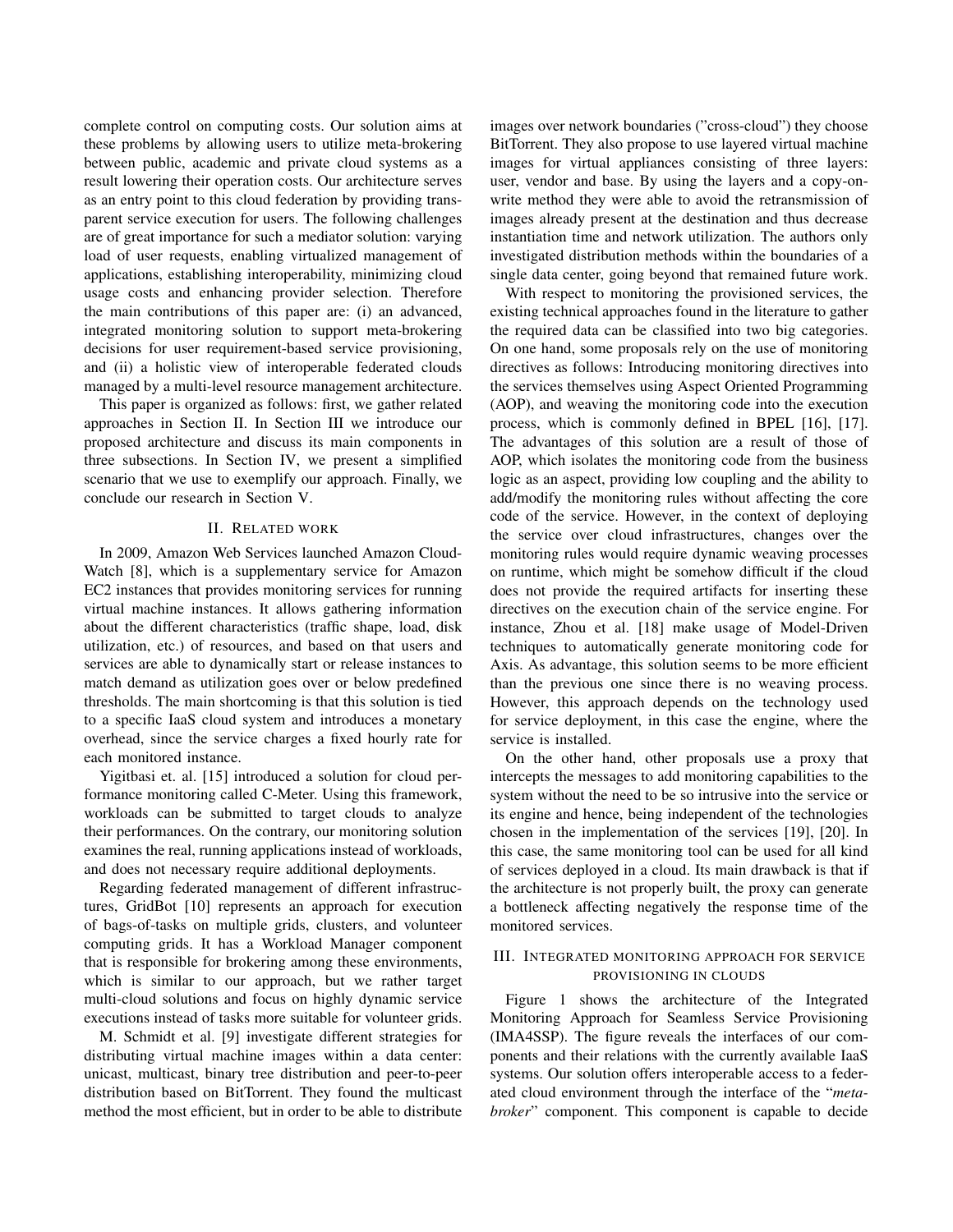complete control on computing costs. Our solution aims at these problems by allowing users to utilize meta-brokering between public, academic and private cloud systems as a result lowering their operation costs. Our architecture serves as an entry point to this cloud federation by providing transparent service execution for users. The following challenges are of great importance for such a mediator solution: varying load of user requests, enabling virtualized management of applications, establishing interoperability, minimizing cloud usage costs and enhancing provider selection. Therefore the main contributions of this paper are: (i) an advanced, integrated monitoring solution to support meta-brokering decisions for user requirement-based service provisioning, and (ii) a holistic view of interoperable federated clouds managed by a multi-level resource management architecture.

This paper is organized as follows: first, we gather related approaches in Section II. In Section III we introduce our proposed architecture and discuss its main components in three subsections. In Section IV, we present a simplified scenario that we use to exemplify our approach. Finally, we conclude our research in Section V.

## II. Related work

In 2009, Amazon Web Services launched Amazon CloudWatch [8], which is a supplementary service for Amazon EC2 instances that provides monitoring services for running virtual machine instances. It allows gathering information about the different characteristics (traffic shape, load, disk utilization, etc.) of resources, and based on that users and services are able to dynamically start or release instances to match demand as utilization goes over or below predefined thresholds. The main shortcoming is that this solution is tied to a specific IaaS cloud system and introduces a monetary overhead, since the service charges a fixed hourly rate for each monitored instance.

Yigitbasi et. al. [15] introduced a solution for cloud performance monitoring called C-Meter. Using this framework, workloads can be submitted to target clouds to analyze their performances. On the contrary, our monitoring solution examines the real, running applications instead of workloads, and does not necessary require additional deployments.

Regarding federated management of different infrastructures, GridBot [10] represents an approach for execution of bags-of-tasks on multiple grids, clusters, and volunteer computing grids. It has a Workload Manager component that is responsible for brokering among these environments, which is similar to our approach, but we rather target multi-cloud solutions and focus on highly dynamic service executions instead of tasks more suitable for volunteer grids.

M. Schmidt et al. [9] investigate different strategies for distributing virtual machine images within a data center: unicast, multicast, binary tree distribution and peer-to-peer distribution based on BitTorrent. They found the multicast method the most efficient, but in order to be able to distribute images over network boundaries ("cross-cloud") they choose BitTorrent. They also propose to use layered virtual machine images for virtual appliances consisting of three layers: user, vendor and base. By using the layers and a copy-on-write method they were able to avoid the retransmission of images already present at the destination and thus decrease instantiation time and network utilization. The authors only investigated distribution methods within the boundaries of a single data center, going beyond that remained future work.

With respect to monitoring the provisioned services, the existing technical approaches found in the literature to gather the required data can be classified into two big categories. On one hand, some proposals rely on the use of monitoring directives as follows: Introducing monitoring directives into the services themselves using Aspect Oriented Programming (AOP), and weaving the monitoring code into the execution process, which is commonly defined in BPEL [16], [17]. The advantages of this solution are a result of those of AOP, which isolates the monitoring code from the business logic as an aspect, providing low coupling and the ability to add/modify the monitoring rules without affecting the core code of the service. However, in the context of deploying the service over cloud infrastructures, changes over the monitoring rules would require dynamic weaving processes on runtime, which might be somehow difficult if the cloud does not provide the required artifacts for inserting these directives on the execution chain of the service engine. For instance, Zhou et al. [18] make usage of Model-Driven techniques to automatically generate monitoring code for Axis. As advantage, this solution seems to be more efficient than the previous one since there is no weaving process. However, this approach depends on the technology used for service deployment, in this case the engine, where the service is installed.

On the other hand, other proposals use a proxy that intercepts the messages to add monitoring capabilities to the system without the need to be so intrusive into the service or its engine and hence, being independent of the technologies chosen in the implementation of the services [19], [20]. In this case, the same monitoring tool can be used for all kind of services deployed in a cloud. Its main drawback is that if the architecture is not properly built, the proxy can generate a bottleneck affecting negatively the response time of the monitored services.

## III. Integrated monitoring approach for service provisioning in clouds

Figure 1 shows the architecture of the Integrated Monitoring Approach for Seamless Service Provisioning (IMA4SSP). The figure reveals the interfaces of our components and their relations with the currently available IaaS systems. Our solution offers interoperable access to a federated cloud environment through the interface of the "*meta-broker*" component. This component is capable to decide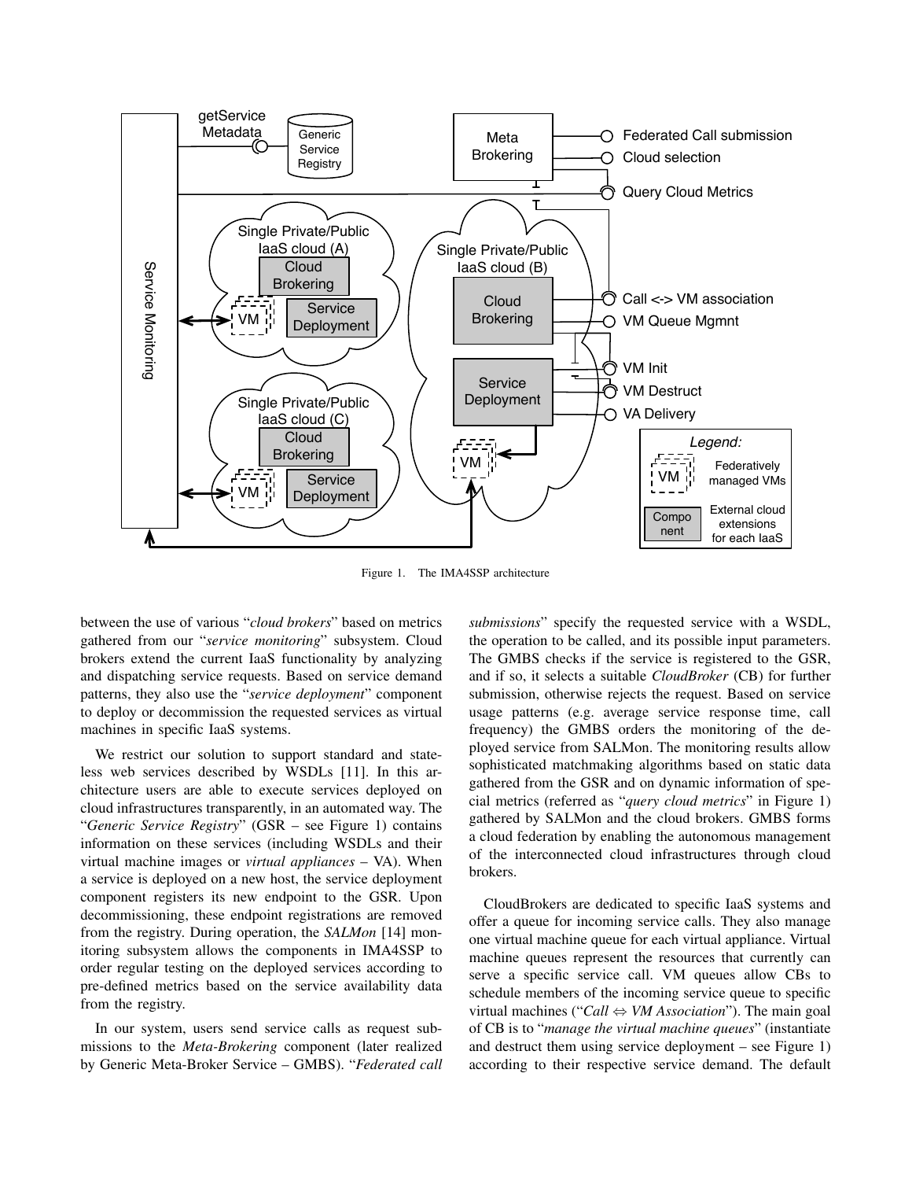Figure 1. The IMA4SSP architecture

between the use of various "*cloud brokers*" based on metrics gathered from our "*service monitoring*" subsystem. Cloud brokers extend the current IaaS functionality by analyzing and dispatching service requests. Based on service demand patterns, they also use the "*service deployment*" component to deploy or decommission the requested services as virtual machines in specific IaaS systems.

We restrict our solution to support standard and stateless web services described by WSDLs [11]. In this architecture users are able to execute services deployed on cloud infrastructures transparently, in an automated way. The "*Generic Service Registry*" (GSR – see Figure 1) contains information on these services (including WSDLs and their virtual machine images or *virtual appliances* – VA). When a service is deployed on a new host, the service deployment component registers its new endpoint to the GSR. Upon decommissioning, these endpoint registrations are removed from the registry. During operation, the *SALMon* [14] monitoring subsystem allows the components in IMA4SSP to order regular testing on the deployed services according to pre-defined metrics based on the service availability data from the registry.

In our system, users send service calls as request submissions to the *Meta-Brokering* component (later realized by Generic Meta-Broker Service – GMBS). "*Federated call submissions*" specify the requested service with a WSDL, the operation to be called, and its possible input parameters. The GMBS checks if the service is registered to the GSR, and if so, it selects a suitable *CloudBroker* (CB) for further submission, otherwise rejects the request. Based on service usage patterns (e.g. average service response time, call frequency) the GMBS orders the monitoring of the deployed service from SALMon. The monitoring results allow sophisticated matchmaking algorithms based on static data gathered from the GSR and on dynamic information of special metrics (referred as "*query cloud metrics*" in Figure 1) gathered by SALMon and the cloud brokers. GMBS forms a cloud federation by enabling the autonomous management of the interconnected cloud infrastructures through cloud brokers.

CloudBrokers are dedicated to specific IaaS systems and offer a queue for incoming service calls. They also manage one virtual machine queue for each virtual appliance. Virtual machine queues represent the resources that currently can serve a specific service call. VM queues allow CBs to schedule members of the incoming service queue to specific virtual machines ("*Call ⇔ VM Association*"). The main goal of CB is to "*manage the virtual machine queues*" (instantiate and destruct them using service deployment – see Figure 1) according to their respective service demand. The default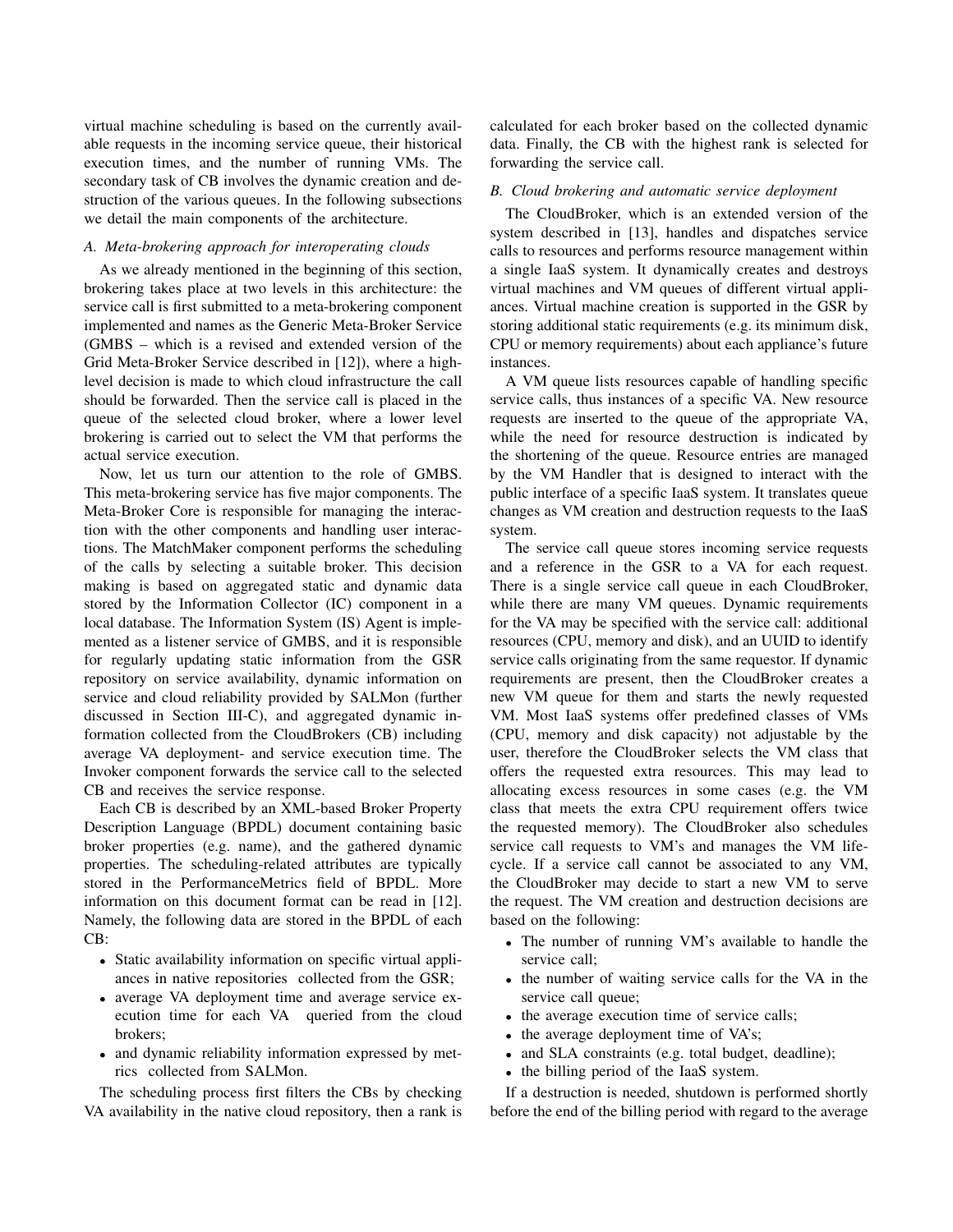virtual machine scheduling is based on the currently available requests in the incoming service queue, their historical execution times, and the number of running VMs. The secondary task of CB involves the dynamic creation and destruction of the various queues. In the following subsections we detail the main components of the architecture.

### A. Meta-brokering approach for interoperating clouds

As we already mentioned in the beginning of this section, brokering takes place at two levels in this architecture: the service call is first submitted to a meta-brokering component implemented and names as the Generic Meta-Broker Service (GMBS – which is a revised and extended version of the Grid Meta-Broker Service described in [12]), where a high-level decision is made to which cloud infrastructure the call should be forwarded. Then the service call is placed in the queue of the selected cloud broker, where a lower level brokering is carried out to select the VM that performs the actual service execution.

Now, let us turn our attention to the role of GMBS. This meta-brokering service has five major components. The Meta-Broker Core is responsible for managing the interaction with the other components and handling user interactions. The MatchMaker component performs the scheduling of the calls by selecting a suitable broker. This decision making is based on aggregated static and dynamic data stored by the Information Collector (IC) component in a local database. The Information System (IS) Agent is implemented as a listener service of GMBS, and it is responsible for regularly updating static information from the GSR repository on service availability, dynamic information on service and cloud reliability provided by SALMon (further discussed in Section III-C), and aggregated dynamic information collected from the CloudBrokers (CB) including average VA deployment- and service execution time. The Invoker component forwards the service call to the selected CB and receives the service response.

Each CB is described by an XML-based Broker Property Description Language (BPDL) document containing basic broker properties (e.g. name), and the gathered dynamic properties. The scheduling-related attributes are typically stored in the PerformanceMetrics field of BPDL. More information on this document format can be read in [12]. Namely, the following data are stored in the BPDL of each CB:

- Static availability information on specific virtual appliances in native repositories collected from the GSR;
- average VA deployment time and average service execution time for each VA queried from the cloud brokers;
- and dynamic reliability information expressed by metrics collected from SALMon.

The scheduling process first filters the CBs by checking VA availability in the native cloud repository, then a rank is calculated for each broker based on the collected dynamic data. Finally, the CB with the highest rank is selected for forwarding the service call.

### B. Cloud brokering and automatic service deployment

The CloudBroker, which is an extended version of the system described in [13], handles and dispatches service calls to resources and performs resource management within a single IaaS system. It dynamically creates and destroys virtual machines and VM queues of different virtual appliances. Virtual machine creation is supported in the GSR by storing additional static requirements (e.g. its minimum disk, CPU or memory requirements) about each appliance's future instances.

A VM queue lists resources capable of handling specific service calls, thus instances of a specific VA. New resource requests are inserted to the queue of the appropriate VA, while the need for resource destruction is indicated by the shortening of the queue. Resource entries are managed by the VM Handler that is designed to interact with the public interface of a specific IaaS system. It translates queue changes as VM creation and destruction requests to the IaaS system.

The service call queue stores incoming service requests and a reference in the GSR to a VA for each request. There is a single service call queue in each CloudBroker, while there are many VM queues. Dynamic requirements for the VA may be specified with the service call: additional resources (CPU, memory and disk), and an UUID to identify service calls originating from the same requestor. If dynamic requirements are present, then the CloudBroker creates a new VM queue for them and starts the newly requested VM. Most IaaS systems offer predefined classes of VMs (CPU, memory and disk capacity) not adjustable by the user, therefore the CloudBroker selects the VM class that offers the requested extra resources. This may lead to allocating excess resources in some cases (e.g. the VM class that meets the extra CPU requirement offers twice the requested memory). The CloudBroker also schedules service call requests to VM's and manages the VM lifecycle. If a service call cannot be associated to any VM, the CloudBroker may decide to start a new VM to serve the request. The VM creation and destruction decisions are based on the following:

- The number of running VM's available to handle the service call;
- the number of waiting service calls for the VA in the service call queue;
- the average execution time of service calls;
- the average deployment time of VA's;
- and SLA constraints (e.g. total budget, deadline);
- the billing period of the IaaS system.

If a destruction is needed, shutdown is performed shortly before the end of the billing period with regard to the average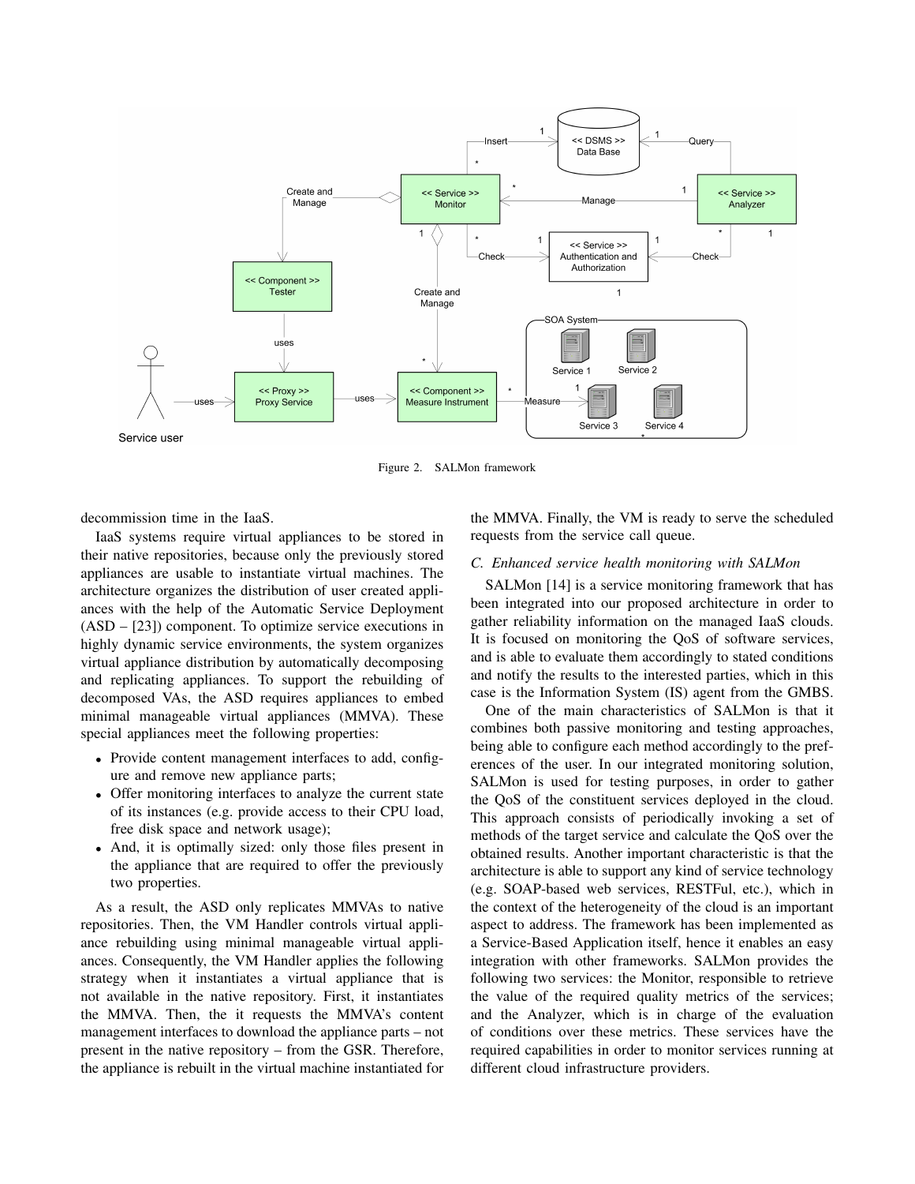Figure 2. SALMon framework

decommission time in the IaaS.

IaaS systems require virtual appliances to be stored in their native repositories, because only the previously stored appliances are usable to instantiate virtual machines. The architecture organizes the distribution of user created appliances with the help of the Automatic Service Deployment (ASD – [23]) component. To optimize service executions in highly dynamic service environments, the system organizes virtual appliance distribution by automatically decomposing and replicating appliances. To support the rebuilding of decomposed VAs, the ASD requires appliances to embed minimal manageable virtual appliances (MMVA). These special appliances meet the following properties:

- Provide content management interfaces to add, configure and remove new appliance parts;
- Offer monitoring interfaces to analyze the current state of its instances (e.g. provide access to their CPU load, free disk space and network usage);
- And, it is optimally sized: only those files present in the appliance that are required to offer the previously two properties.

As a result, the ASD only replicates MMVAs to native repositories. Then, the VM Handler controls virtual appliance rebuilding using minimal manageable virtual appliances. Consequently, the VM Handler applies the following strategy when it instantiates a virtual appliance that is not available in the native repository. First, it instantiates the MMVA. Then, the it requests the MMVA's content management interfaces to download the appliance parts – not present in the native repository – from the GSR. Therefore, the appliance is rebuilt in the virtual machine instantiated for the MMVA. Finally, the VM is ready to serve the scheduled requests from the service call queue.

### *C. Enhanced service health monitoring with SALMon*

SALMon [14] is a service monitoring framework that has been integrated into our proposed architecture in order to gather reliability information on the managed IaaS clouds. It is focused on monitoring the QoS of software services, and is able to evaluate them accordingly to stated conditions and notify the results to the interested parties, which in this case is the Information System (IS) agent from the GMBS.

One of the main characteristics of SALMon is that it combines both passive monitoring and testing approaches, being able to configure each method accordingly to the preferences of the user. In our integrated monitoring solution, SALMon is used for testing purposes, in order to gather the QoS of the constituent services deployed in the cloud. This approach consists of periodically invoking a set of methods of the target service and calculate the QoS over the obtained results. Another important characteristic is that the architecture is able to support any kind of service technology (e.g. SOAP-based web services, RESTFul, etc.), which in the context of the heterogeneity of the cloud is an important aspect to address. The framework has been implemented as a Service-Based Application itself, hence it enables an easy integration with other frameworks. SALMon provides the following two services: the Monitor, responsible to retrieve the value of the required quality metrics of the services; and the Analyzer, which is in charge of the evaluation of conditions over these metrics. These services have the required capabilities in order to monitor services running at different cloud infrastructure providers.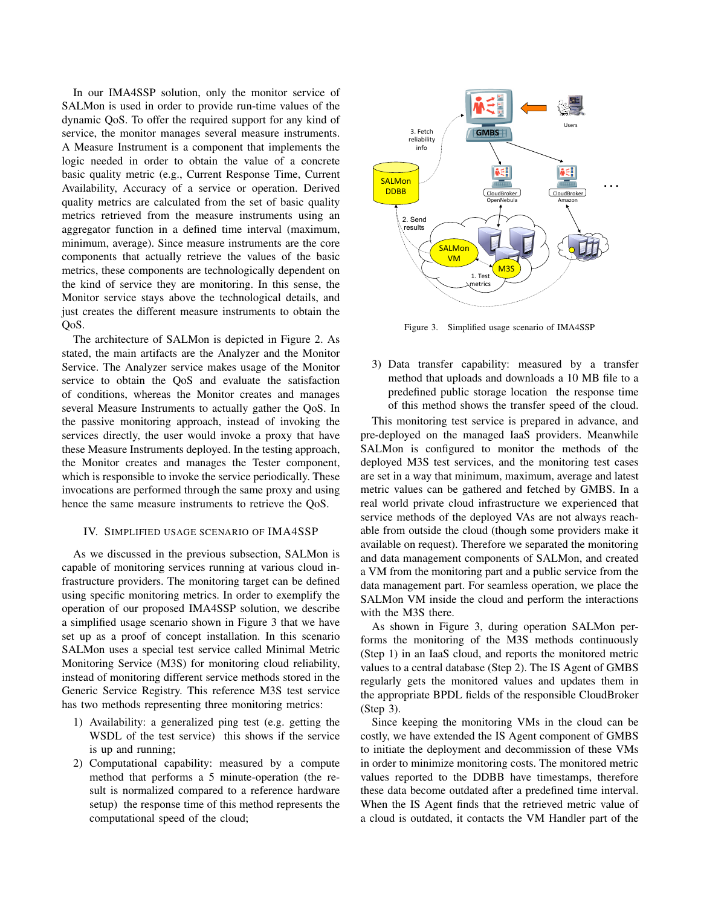In our IMA4SSP solution, only the monitor service of SALMon is used in order to provide run-time values of the dynamic QoS. To offer the required support for any kind of service, the monitor manages several measure instruments. A Measure Instrument is a component that implements the logic needed in order to obtain the value of a concrete basic quality metric (e.g., Current Response Time, Current Availability, Accuracy of a service or operation. Derived quality metrics are calculated from the set of basic quality metrics retrieved from the measure instruments using an aggregator function in a defined time interval (maximum, minimum, average). Since measure instruments are the core components that actually retrieve the values of the basic metrics, these components are technologically dependent on the kind of service they are monitoring. In this sense, the Monitor service stays above the technological details, and just creates the different measure instruments to obtain the QoS.

The architecture of SALMon is depicted in Figure 2. As stated, the main artifacts are the Analyzer and the Monitor Service. The Analyzer service makes usage of the Monitor service to obtain the QoS and evaluate the satisfaction of conditions, whereas the Monitor creates and manages several Measure Instruments to actually gather the QoS. In the passive monitoring approach, instead of invoking the services directly, the user would invoke a proxy that have these Measure Instruments deployed. In the testing approach, the Monitor creates and manages the Tester component, which is responsible to invoke the service periodically. These invocations are performed through the same proxy and using hence the same measure instruments to retrieve the QoS.

## IV. Simplified Usage Scenario of IMA4SSP

As we discussed in the previous subsection, SALMon is capable of monitoring services running at various cloud infrastructure providers. The monitoring target can be defined using specific monitoring metrics. In order to exemplify the operation of our proposed IMA4SSP solution, we describe a simplified usage scenario shown in Figure 3 that we have set up as a proof of concept installation. In this scenario SALMon uses a special test service called Minimal Metric Monitoring Service (M3S) for monitoring cloud reliability, instead of monitoring different service methods stored in the Generic Service Registry. This reference M3S test service has two methods representing three monitoring metrics:

1) Availability: a generalized ping test (e.g. getting the WSDL of the test service) this shows if the service is up and running;
2) Computational capability: measured by a compute method that performs a 5 minute-operation (the result is normalized compared to a reference hardware setup) the response time of this method represents the computational speed of the cloud;

3. Fetch reliability info
SALMon DDBB
GMBS
Users
CloudBroker OpenNebula
CloudBroker Amazon
...
2. Send results
SALMon VM
M3S
1. Test metrics

Figure 3. Simplified usage scenario of IMA4SSP

3) Data transfer capability: measured by a transfer method that uploads and downloads a 10 MB file to a predefined public storage location the response time of this method shows the transfer speed of the cloud.

This monitoring test service is prepared in advance, and pre-deployed on the managed IaaS providers. Meanwhile SALMon is configured to monitor the methods of the deployed M3S test services, and the monitoring test cases are set in a way that minimum, maximum, average and latest metric values can be gathered and fetched by GMBS. In a real world private cloud infrastructure we experienced that service methods of the deployed VAs are not always reachable from outside the cloud (though some providers make it available on request). Therefore we separated the monitoring and data management components of SALMon, and created a VM from the monitoring part and a public service from the data management part. For seamless operation, we place the SALMon VM inside the cloud and perform the interactions with the M3S there.

As shown in Figure 3, during operation SALMon performs the monitoring of the M3S methods continuously (Step 1) in an IaaS cloud, and reports the monitored metric values to a central database (Step 2). The IS Agent of GMBS regularly gets the monitored values and updates them in the appropriate BPDL fields of the responsible CloudBroker (Step 3).

Since keeping the monitoring VMs in the cloud can be costly, we have extended the IS Agent component of GMBS to initiate the deployment and decommission of these VMs in order to minimize monitoring costs. The monitored metric values reported to the DDBB have timestamps, therefore these data become outdated after a predefined time interval. When the IS Agent finds that the retrieved metric value of a cloud is outdated, it contacts the VM Handler part of the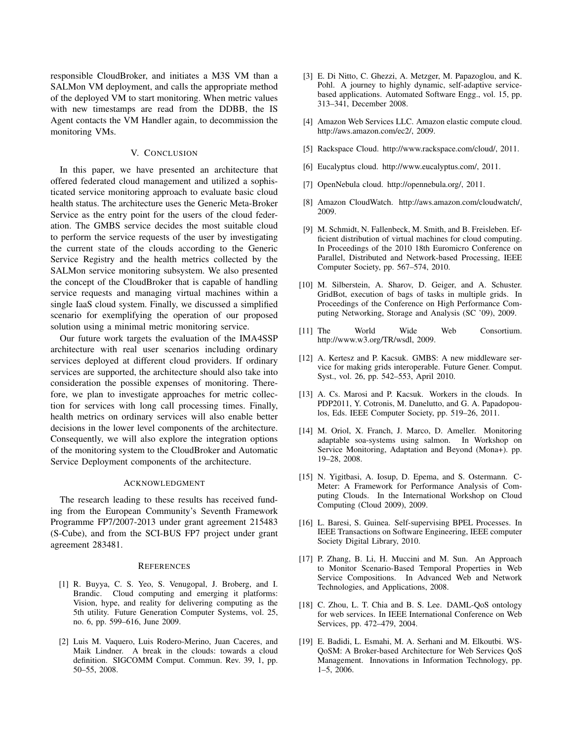responsible CloudBroker, and initiates a M3S VM than a SALMon VM deployment, and calls the appropriate method of the deployed VM to start monitoring. When metric values with new timestamps are read from the DDBB, the IS Agent contacts the VM Handler again, to decommission the monitoring VMs.

## V. Conclusion

In this paper, we have presented an architecture that offered federated cloud management and utilized a sophisticated service monitoring approach to evaluate basic cloud health status. The architecture uses the Generic Meta-Broker Service as the entry point for the users of the cloud federation. The GMBS service decides the most suitable cloud to perform the service requests of the user by investigating the current state of the clouds according to the Generic Service Registry and the health metrics collected by the SALMon service monitoring subsystem. We also presented the concept of the CloudBroker that is capable of handling service requests and managing virtual machines within a single IaaS cloud system. Finally, we discussed a simplified scenario for exemplifying the operation of our proposed solution using a minimal metric monitoring service.

Our future work targets the evaluation of the IMA4SSP architecture with real user scenarios including ordinary services deployed at different cloud providers. If ordinary services are supported, the architecture should also take into consideration the possible expenses of monitoring. Therefore, we plan to investigate approaches for metric collection for services with long call processing times. Finally, health metrics on ordinary services will also enable better decisions in the lower level components of the architecture. Consequently, we will also explore the integration options of the monitoring system to the CloudBroker and Automatic Service Deployment components of the architecture.

## Acknowledgment

The research leading to these results has received funding from the European Community's Seventh Framework Programme FP7/2007-2013 under grant agreement 215483 (S-Cube), and from the SCI-BUS FP7 project under grant agreement 283481.

## References

[1] R. Buyya, C. S. Yeo, S. Venugopal, J. Broberg, and I. Brandic. Cloud computing and emerging it platforms: Vision, hype, and reality for delivering computing as the 5th utility. Future Generation Computer Systems, vol. 25, no. 6, pp. 599–616, June 2009.

[2] Luis M. Vaquero, Luis Rodero-Merino, Juan Caceres, and Maik Lindner. A break in the clouds: towards a cloud definition. SIGCOMM Comput. Commun. Rev. 39, 1, pp. 50–55, 2008.

[3] E. Di Nitto, C. Ghezzi, A. Metzger, M. Papazoglou, and K. Pohl. A journey to highly dynamic, self-adaptive service-based applications. Automated Software Engg., vol. 15, pp. 313–341, December 2008.

[4] Amazon Web Services LLC. Amazon elastic compute cloud. http://aws.amazon.com/ec2/, 2009.

[5] Rackspace Cloud. http://www.rackspace.com/cloud/, 2011.

[6] Eucalyptus cloud. http://www.eucalyptus.com/, 2011.

[7] OpenNebula cloud. http://opennebula.org/, 2011.

[8] Amazon CloudWatch. http://aws.amazon.com/cloudwatch/, 2009.

[9] M. Schmidt, N. Fallenbeck, M. Smith, and B. Freisleben. Efficient distribution of virtual machines for cloud computing. In Proceedings of the 2010 18th Euromicro Conference on Parallel, Distributed and Network-based Processing, IEEE Computer Society, pp. 567–574, 2010.

[10] M. Silberstein, A. Sharov, D. Geiger, and A. Schuster. GridBot, execution of bags of tasks in multiple grids. In Proceedings of the Conference on High Performance Computing Networking, Storage and Analysis (SC '09), 2009.

[11] The World Wide Web Consortium. http://www.w3.org/TR/wsdl, 2009.

[12] A. Kertesz and P. Kacsuk. GMBS: A new middleware service for making grids interoperable. Future Gener. Comput. Syst., vol. 26, pp. 542–553, April 2010.

[13] A. Cs. Marosi and P. Kacsuk. Workers in the clouds. In PDP2011, Y. Cotronis, M. Danelutto, and G. A. Papadopoulos, Eds. IEEE Computer Society, pp. 519–26, 2011.

[14] M. Oriol, X. Franch, J. Marco, D. Ameller. Monitoring adaptable soa-systems using salmon. In Workshop on Service Monitoring, Adaptation and Beyond (Mona+). pp. 19–28, 2008.

[15] N. Yigitbasi, A. Iosup, D. Epema, and S. Ostermann. C-Meter: A Framework for Performance Analysis of Computing Clouds. In the International Workshop on Cloud Computing (Cloud 2009), 2009.

[16] L. Baresi, S. Guinea. Self-supervising BPEL Processes. In IEEE Transactions on Software Engineering, IEEE computer Society Digital Library, 2010.

[17] P. Zhang, B. Li, H. Muccini and M. Sun. An Approach to Monitor Scenario-Based Temporal Properties in Web Service Compositions. In Advanced Web and Network Technologies, and Applications, 2008.

[18] C. Zhou, L. T. Chia and B. S. Lee. DAML-QoS ontology for web services. In IEEE International Conference on Web Services, pp. 472–479, 2004.

[19] E. Badidi, L. Esmahi, M. A. Serhani and M. Elkoutbi. WS-QoSM: A Broker-based Architecture for Web Services QoS Management. Innovations in Information Technology, pp. 1–5, 2006.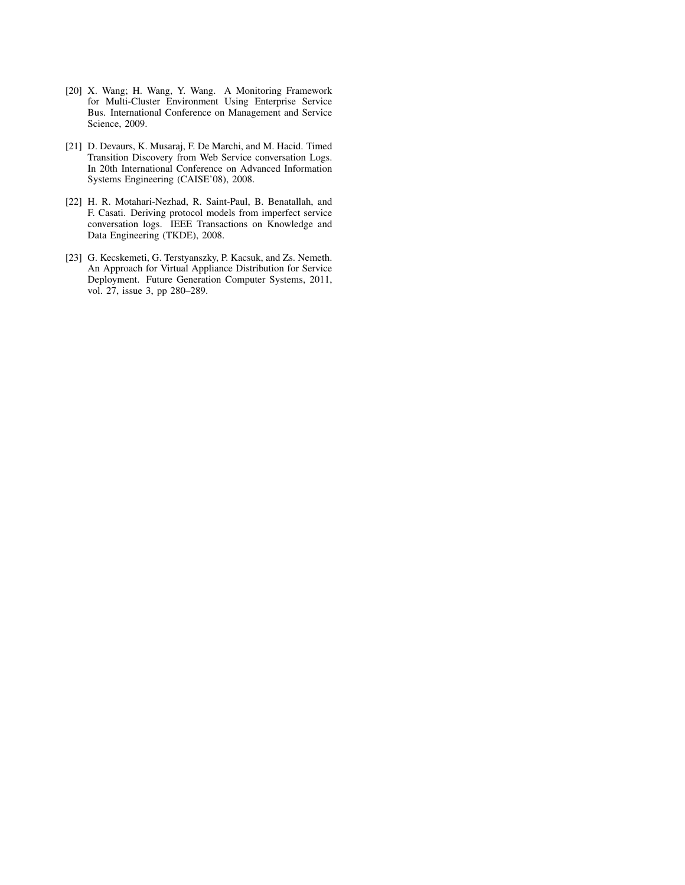[20] X. Wang; H. Wang, Y. Wang. A Monitoring Framework for Multi-Cluster Environment Using Enterprise Service Bus. International Conference on Management and Service Science, 2009.

[21] D. Devaurs, K. Musaraj, F. De Marchi, and M. Hacid. Timed Transition Discovery from Web Service conversation Logs. In 20th International Conference on Advanced Information Systems Engineering (CAISE'08), 2008.

[22] H. R. Motahari-Nezhad, R. Saint-Paul, B. Benatallah, and F. Casati. Deriving protocol models from imperfect service conversation logs. IEEE Transactions on Knowledge and Data Engineering (TKDE), 2008.

[23] G. Kecskemeti, G. Terstyanszky, P. Kacsuk, and Zs. Nemeth. An Approach for Virtual Appliance Distribution for Service Deployment. Future Generation Computer Systems, 2011, vol. 27, issue 3, pp 280–289.